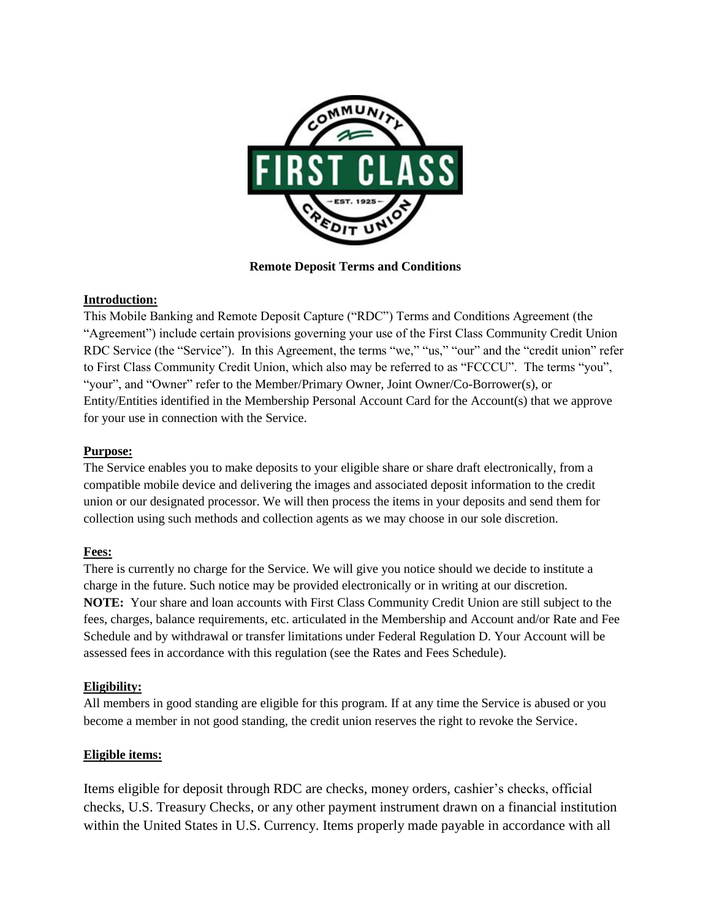**Remote Deposit Terms and Conditions**

**Introduction:**

This Mobile Banking and Remote Deposit Capture ("RDC") Terms and Conditions Agreement (the "Agreement") include certain provisions governing your use of the First Class Community Credit Union RDC Service (the "Service"). In this Agreement, the terms "we," "us," "our" and the "credit union" refer to First Class Community Credit Union, which also may be referred to as "FCCCU". The terms "you", "your", and "Owner" refer to the Member/Primary Owner, Joint Owner/Co-Borrower(s), or Entity/Entities identified in the Membership Personal Account Card for the Account(s) that we approve for your use in connection with the Service.

**Purpose:**

The Service enables you to make deposits to your eligible share or share draft electronically, from a compatible mobile device and delivering the images and associated deposit information to the credit union or our designated processor. We will then process the items in your deposits and send them for collection using such methods and collection agents as we may choose in our sole discretion.

**Fees:**

There is currently no charge for the Service. We will give you notice should we decide to institute a charge in the future. Such notice may be provided electronically or in writing at our discretion.

**NOTE:** Your share and loan accounts with First Class Community Credit Union are still subject to the fees, charges, balance requirements, etc. articulated in the Membership and Account and/or Rate and Fee Schedule and by withdrawal or transfer limitations under Federal Regulation D. Your Account will be assessed fees in accordance with this regulation (see the Rates and Fees Schedule).

**Eligibility:**

All members in good standing are eligible for this program. If at any time the Service is abused or you become a member in not good standing, the credit union reserves the right to revoke the Service.

**Eligible items:**

Items eligible for deposit through RDC are checks, money orders, cashier's checks, official checks, U.S. Treasury Checks, or any other payment instrument drawn on a financial institution within the United States in U.S. Currency. Items properly made payable in accordance with all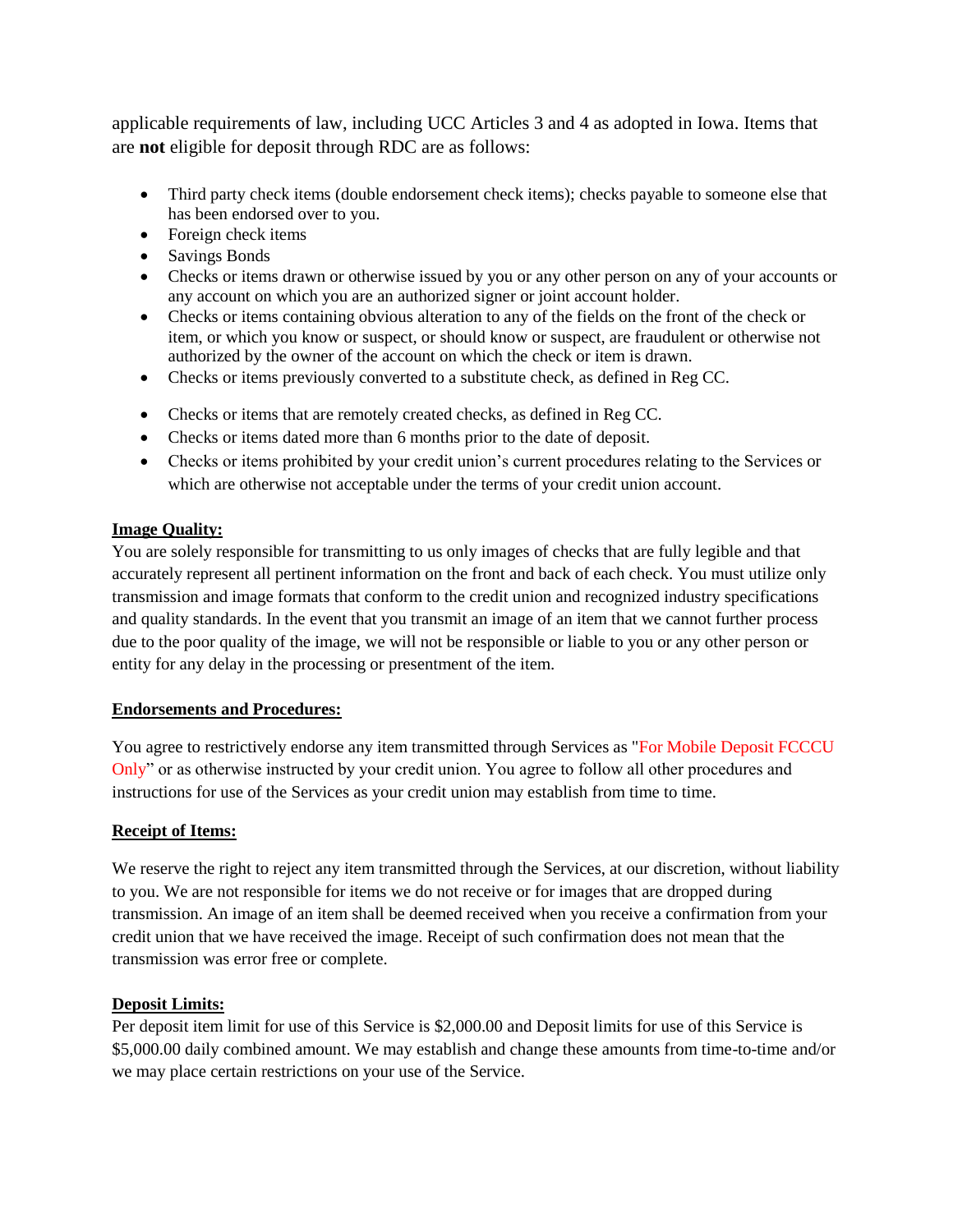applicable requirements of law, including UCC Articles 3 and 4 as adopted in Iowa. Items that are **not** eligible for deposit through RDC are as follows:

- Third party check items (double endorsement check items); checks payable to someone else that has been endorsed over to you.
- Foreign check items
- Savings Bonds
- Checks or items drawn or otherwise issued by you or any other person on any of your accounts or any account on which you are an authorized signer or joint account holder.
- Checks or items containing obvious alteration to any of the fields on the front of the check or item, or which you know or suspect, or should know or suspect, are fraudulent or otherwise not authorized by the owner of the account on which the check or item is drawn.
- Checks or items previously converted to a substitute check, as defined in Reg CC.
- Checks or items that are remotely created checks, as defined in Reg CC.
- Checks or items dated more than 6 months prior to the date of deposit.
- Checks or items prohibited by your credit union's current procedures relating to the Services or which are otherwise not acceptable under the terms of your credit union account.

**Image Quality:**

You are solely responsible for transmitting to us only images of checks that are fully legible and that accurately represent all pertinent information on the front and back of each check. You must utilize only transmission and image formats that conform to the credit union and recognized industry specifications and quality standards. In the event that you transmit an image of an item that we cannot further process due to the poor quality of the image, we will not be responsible or liable to you or any other person or entity for any delay in the processing or presentment of the item.

**Endorsements and Procedures:**

You agree to restrictively endorse any item transmitted through Services as "For Mobile Deposit FCCCU Only" or as otherwise instructed by your credit union. You agree to follow all other procedures and instructions for use of the Services as your credit union may establish from time to time.

**Receipt of Items:**

We reserve the right to reject any item transmitted through the Services, at our discretion, without liability to you. We are not responsible for items we do not receive or for images that are dropped during transmission. An image of an item shall be deemed received when you receive a confirmation from your credit union that we have received the image. Receipt of such confirmation does not mean that the transmission was error free or complete.

**Deposit Limits:**

Per deposit item limit for use of this Service is $2,000.00 and Deposit limits for use of this Service is $5,000.00 daily combined amount. We may establish and change these amounts from time-to-time and/or we may place certain restrictions on your use of the Service.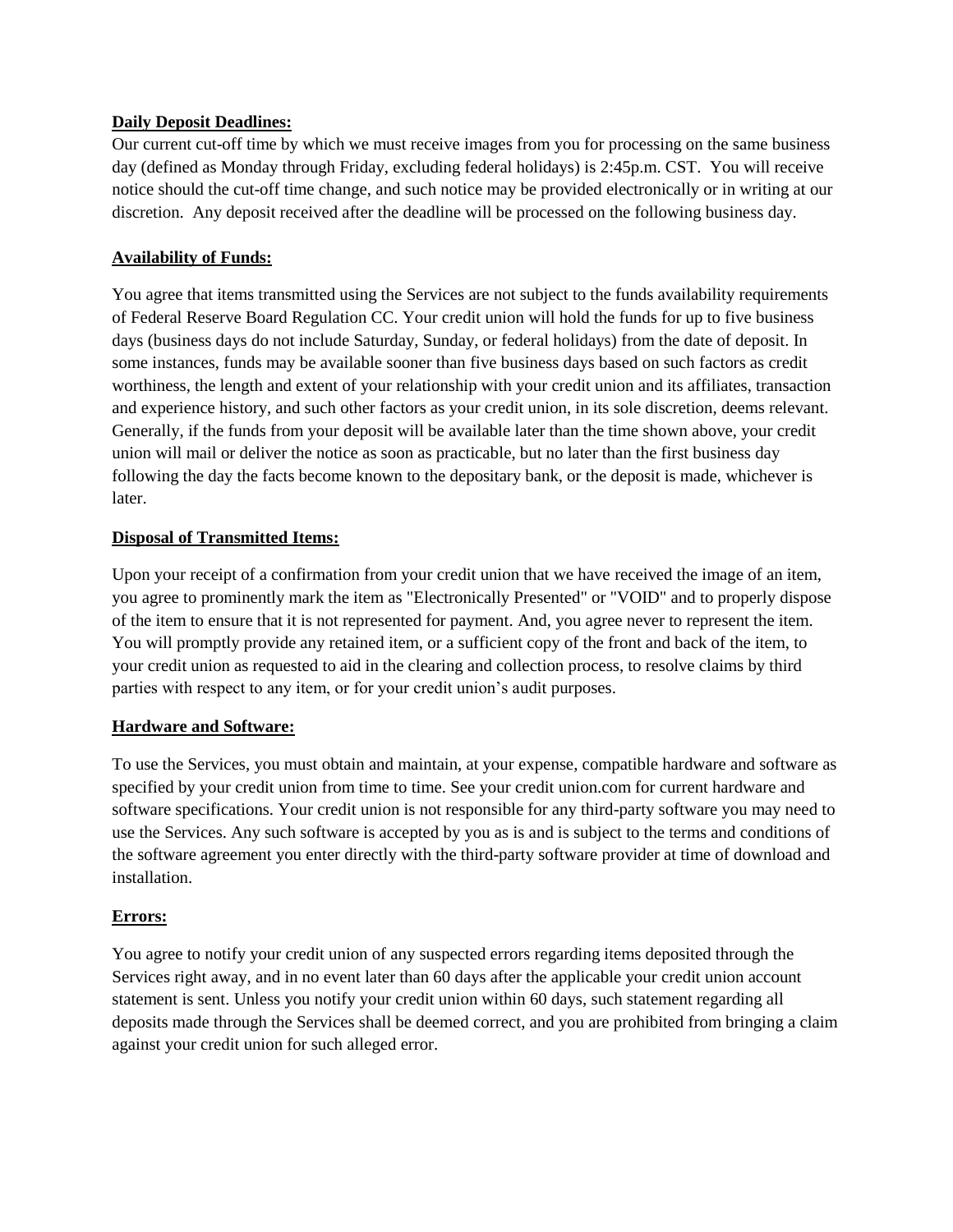**Daily Deposit Deadlines:**

Our current cut-off time by which we must receive images from you for processing on the same business day (defined as Monday through Friday, excluding federal holidays) is 2:45p.m. CST. You will receive notice should the cut-off time change, and such notice may be provided electronically or in writing at our discretion. Any deposit received after the deadline will be processed on the following business day.

**Availability of Funds:**

You agree that items transmitted using the Services are not subject to the funds availability requirements of Federal Reserve Board Regulation CC. Your credit union will hold the funds for up to five business days (business days do not include Saturday, Sunday, or federal holidays) from the date of deposit. In some instances, funds may be available sooner than five business days based on such factors as credit worthiness, the length and extent of your relationship with your credit union and its affiliates, transaction and experience history, and such other factors as your credit union, in its sole discretion, deems relevant. Generally, if the funds from your deposit will be available later than the time shown above, your credit union will mail or deliver the notice as soon as practicable, but no later than the first business day following the day the facts become known to the depositary bank, or the deposit is made, whichever is later.

**Disposal of Transmitted Items:**

Upon your receipt of a confirmation from your credit union that we have received the image of an item, you agree to prominently mark the item as "Electronically Presented" or "VOID" and to properly dispose of the item to ensure that it is not represented for payment. And, you agree never to represent the item. You will promptly provide any retained item, or a sufficient copy of the front and back of the item, to your credit union as requested to aid in the clearing and collection process, to resolve claims by third parties with respect to any item, or for your credit union's audit purposes.

**Hardware and Software:**

To use the Services, you must obtain and maintain, at your expense, compatible hardware and software as specified by your credit union from time to time. See your credit union.com for current hardware and software specifications. Your credit union is not responsible for any third-party software you may need to use the Services. Any such software is accepted by you as is and is subject to the terms and conditions of the software agreement you enter directly with the third-party software provider at time of download and installation.

**Errors:**

You agree to notify your credit union of any suspected errors regarding items deposited through the Services right away, and in no event later than 60 days after the applicable your credit union account statement is sent. Unless you notify your credit union within 60 days, such statement regarding all deposits made through the Services shall be deemed correct, and you are prohibited from bringing a claim against your credit union for such alleged error.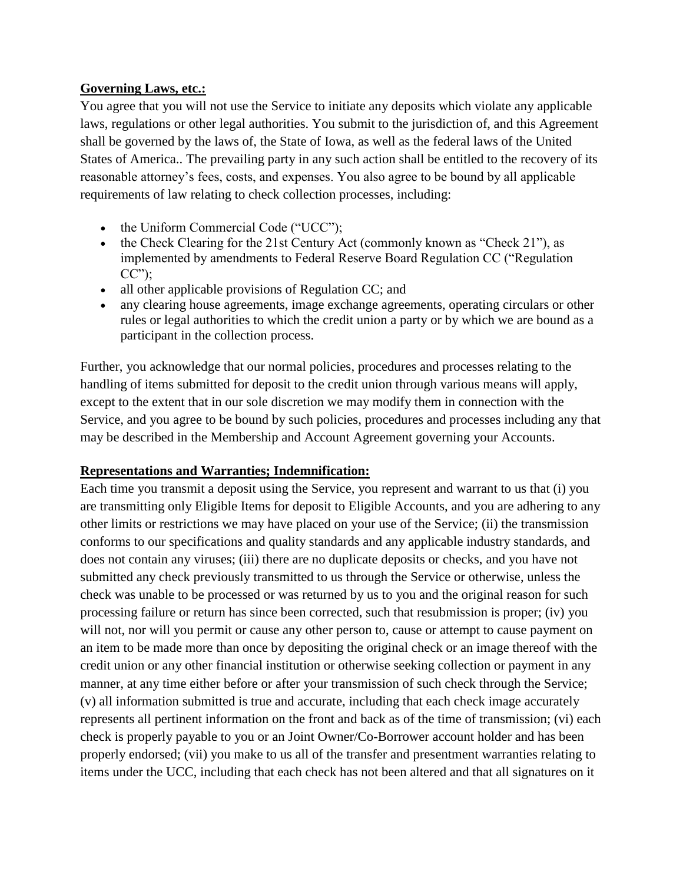**Governing Laws, etc.:**

You agree that you will not use the Service to initiate any deposits which violate any applicable laws, regulations or other legal authorities. You submit to the jurisdiction of, and this Agreement shall be governed by the laws of, the State of Iowa, as well as the federal laws of the United States of America.. The prevailing party in any such action shall be entitled to the recovery of its reasonable attorney's fees, costs, and expenses. You also agree to be bound by all applicable requirements of law relating to check collection processes, including:

- the Uniform Commercial Code ("UCC");
- the Check Clearing for the 21st Century Act (commonly known as "Check 21"), as implemented by amendments to Federal Reserve Board Regulation CC ("Regulation CC");
- all other applicable provisions of Regulation CC; and
- any clearing house agreements, image exchange agreements, operating circulars or other rules or legal authorities to which the credit union a party or by which we are bound as a participant in the collection process.

Further, you acknowledge that our normal policies, procedures and processes relating to the handling of items submitted for deposit to the credit union through various means will apply, except to the extent that in our sole discretion we may modify them in connection with the Service, and you agree to be bound by such policies, procedures and processes including any that may be described in the Membership and Account Agreement governing your Accounts.

**Representations and Warranties; Indemnification:**

Each time you transmit a deposit using the Service, you represent and warrant to us that (i) you are transmitting only Eligible Items for deposit to Eligible Accounts, and you are adhering to any other limits or restrictions we may have placed on your use of the Service; (ii) the transmission conforms to our specifications and quality standards and any applicable industry standards, and does not contain any viruses; (iii) there are no duplicate deposits or checks, and you have not submitted any check previously transmitted to us through the Service or otherwise, unless the check was unable to be processed or was returned by us to you and the original reason for such processing failure or return has since been corrected, such that resubmission is proper; (iv) you will not, nor will you permit or cause any other person to, cause or attempt to cause payment on an item to be made more than once by depositing the original check or an image thereof with the credit union or any other financial institution or otherwise seeking collection or payment in any manner, at any time either before or after your transmission of such check through the Service; (v) all information submitted is true and accurate, including that each check image accurately represents all pertinent information on the front and back as of the time of transmission; (vi) each check is properly payable to you or an Joint Owner/Co-Borrower account holder and has been properly endorsed; (vii) you make to us all of the transfer and presentment warranties relating to items under the UCC, including that each check has not been altered and that all signatures on it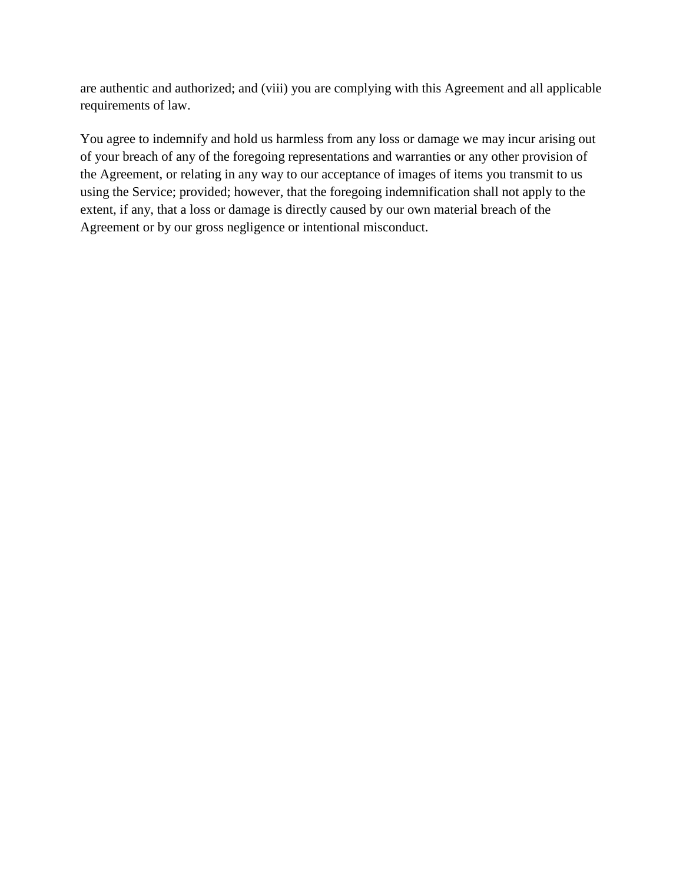are authentic and authorized; and (viii) you are complying with this Agreement and all applicable requirements of law.

You agree to indemnify and hold us harmless from any loss or damage we may incur arising out of your breach of any of the foregoing representations and warranties or any other provision of the Agreement, or relating in any way to our acceptance of images of items you transmit to us using the Service; provided; however, that the foregoing indemnification shall not apply to the extent, if any, that a loss or damage is directly caused by our own material breach of the Agreement or by our gross negligence or intentional misconduct.